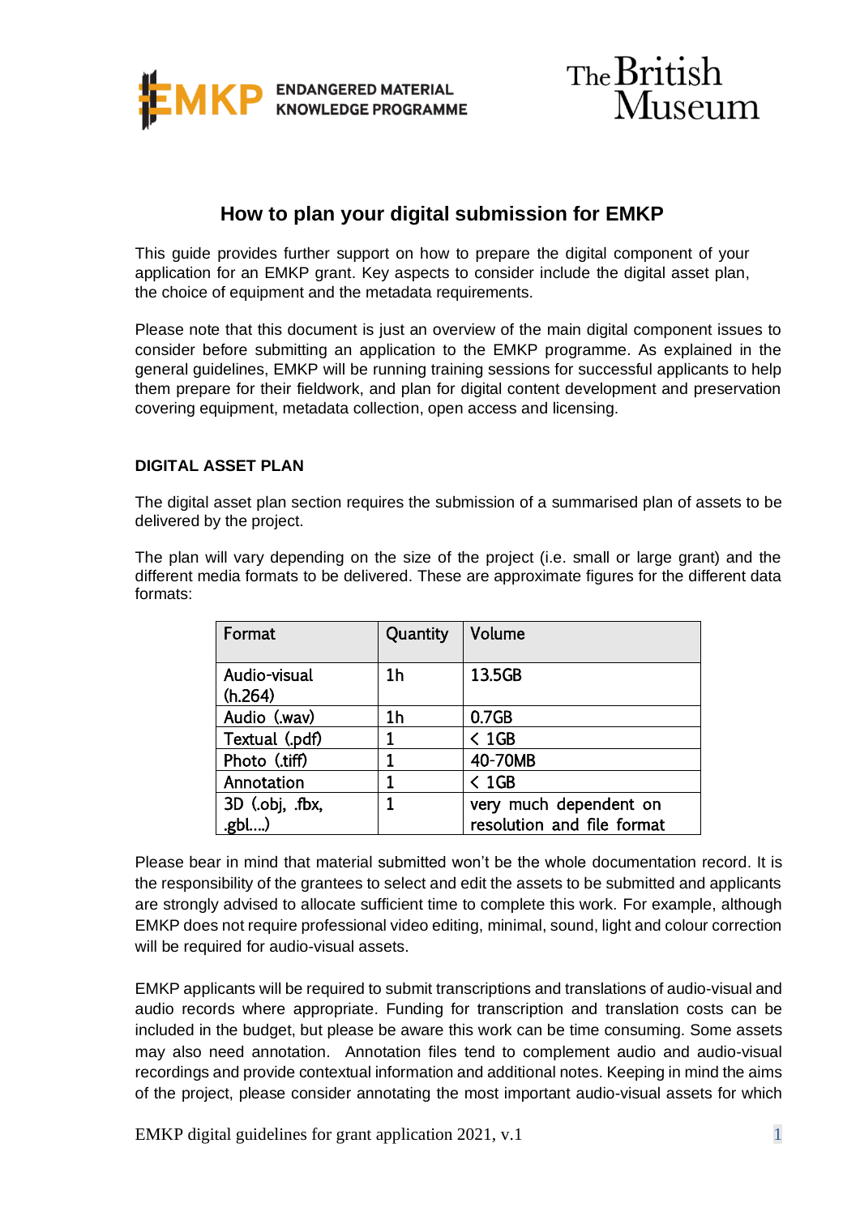# How to plan your digital submission for EMKP

This guide provides further support on how to prepare the digital component of your application for an EMKP grant. Key aspects to consider include the digital asset plan, the choice of equipment and the metadata requirements.

Please note that this document is just an overview of the main digital component issues to consider before submitting an application to the EMKP programme. As explained in the general guidelines, EMKP will be running training sessions for successful applicants to help them prepare for their fieldwork, and plan for digital content development and preservation covering equipment, metadata collection, open access and licensing.

## DIGITAL ASSET PLAN

The digital asset plan section requires the submission of a summarised plan of assets to be delivered by the project.

The plan will vary depending on the size of the project (i.e. small or large grant) and the different media formats to be delivered. These are approximate figures for the different data formats:

| Format | Quantity | Volume |
|---|---|---|
| Audio-visual (h.264) | 1h | 13.5GB |
| Audio (.wav) | 1h | 0.7GB |
| Textual (.pdf) | 1 | < 1GB |
| Photo (.tiff) | 1 | 40-70MB |
| Annotation | 1 | < 1GB |
| 3D (.obj, .fbx, .gbl....) | 1 | very much dependent on resolution and file format |

Please bear in mind that material submitted won't be the whole documentation record. It is the responsibility of the grantees to select and edit the assets to be submitted and applicants are strongly advised to allocate sufficient time to complete this work. For example, although EMKP does not require professional video editing, minimal, sound, light and colour correction will be required for audio-visual assets.

EMKP applicants will be required to submit transcriptions and translations of audio-visual and audio records where appropriate. Funding for transcription and translation costs can be included in the budget, but please be aware this work can be time consuming. Some assets may also need annotation. Annotation files tend to complement audio and audio-visual recordings and provide contextual information and additional notes. Keeping in mind the aims of the project, please consider annotating the most important audio-visual assets for which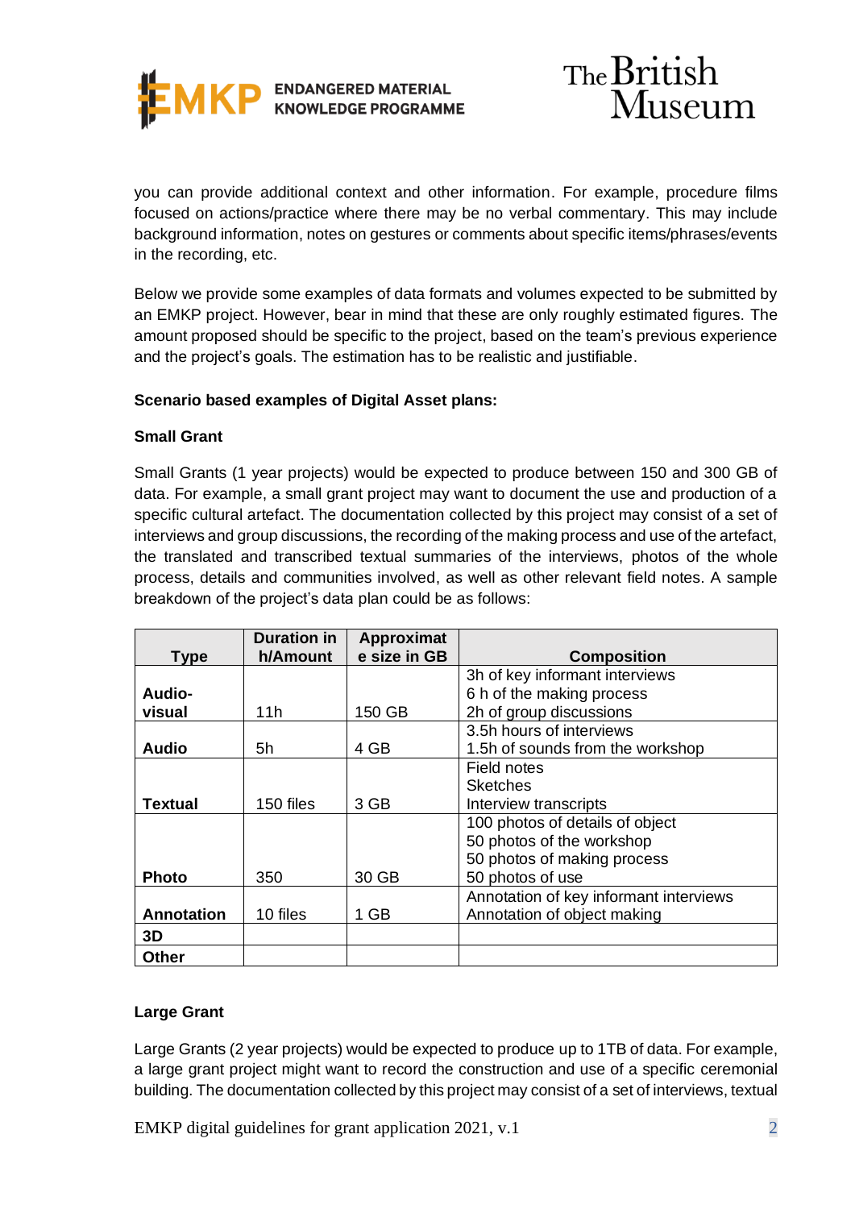you can provide additional context and other information. For example, procedure films focused on actions/practice where there may be no verbal commentary. This may include background information, notes on gestures or comments about specific items/phrases/events in the recording, etc.

Below we provide some examples of data formats and volumes expected to be submitted by an EMKP project. However, bear in mind that these are only roughly estimated figures. The amount proposed should be specific to the project, based on the team's previous experience and the project's goals. The estimation has to be realistic and justifiable.

**Scenario based examples of Digital Asset plans:**

**Small Grant**

Small Grants (1 year projects) would be expected to produce between 150 and 300 GB of data. For example, a small grant project may want to document the use and production of a specific cultural artefact. The documentation collected by this project may consist of a set of interviews and group discussions, the recording of the making process and use of the artefact, the translated and transcribed textual summaries of the interviews, photos of the whole process, details and communities involved, as well as other relevant field notes. A sample breakdown of the project's data plan could be as follows:

| Type | Duration in h/Amount | Approximate size in GB | Composition |
|---|---|---|---|
| **Audio-visual** | 11h | 150 GB | 3h of key informant interviews<br>6 h of the making process<br>2h of group discussions |
| **Audio** | 5h | 4 GB | 3.5h hours of interviews<br>1.5h of sounds from the workshop |
| **Textual** | 150 files | 3 GB | Field notes<br>Sketches<br>Interview transcripts |
| **Photo** | 350 | 30 GB | 100 photos of details of object<br>50 photos of the workshop<br>50 photos of making process<br>50 photos of use |
| **Annotation** | 10 files | 1 GB | Annotation of key informant interviews<br>Annotation of object making |
| **3D** | | | |
| **Other** | | | |

**Large Grant**

Large Grants (2 year projects) would be expected to produce up to 1TB of data. For example, a large grant project might want to record the construction and use of a specific ceremonial building. The documentation collected by this project may consist of a set of interviews, textual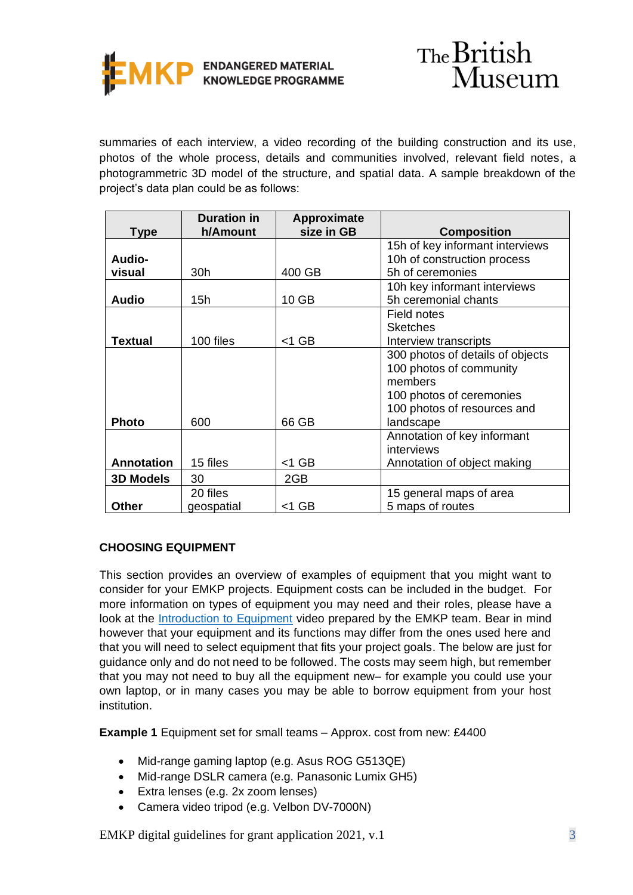summaries of each interview, a video recording of the building construction and its use, photos of the whole process, details and communities involved, relevant field notes, a photogrammetric 3D model of the structure, and spatial data. A sample breakdown of the project's data plan could be as follows:

| Type | Duration in h/Amount | Approximate size in GB | Composition |
|---|---|---|---|
| Audio-visual | 30h | 400 GB | 15h of key informant interviews<br>10h of construction process<br>5h of ceremonies |
| Audio | 15h | 10 GB | 10h key informant interviews<br>5h ceremonial chants |
| Textual | 100 files | <1 GB | Field notes<br>Sketches<br>Interview transcripts |
| Photo | 600 | 66 GB | 300 photos of details of objects<br>100 photos of community members<br>100 photos of ceremonies<br>100 photos of resources and landscape |
| Annotation | 15 files | <1 GB | Annotation of key informant interviews<br>Annotation of object making |
| 3D Models | 30 | 2GB | |
| Other | 20 files geospatial | <1 GB | 15 general maps of area<br>5 maps of routes |

## CHOOSING EQUIPMENT

This section provides an overview of examples of equipment that you might want to consider for your EMKP projects. Equipment costs can be included in the budget. For more information on types of equipment you may need and their roles, please have a look at the [Introduction to Equipment]() video prepared by the EMKP team. Bear in mind however that your equipment and its functions may differ from the ones used here and that you will need to select equipment that fits your project goals. The below are just for guidance only and do not need to be followed. The costs may seem high, but remember that you may not need to buy all the equipment new– for example you could use your own laptop, or in many cases you may be able to borrow equipment from your host institution.

**Example 1** Equipment set for small teams – Approx. cost from new: £4400

- Mid-range gaming laptop (e.g. Asus ROG G513QE)
- Mid-range DSLR camera (e.g. Panasonic Lumix GH5)
- Extra lenses (e.g. 2x zoom lenses)
- Camera video tripod (e.g. Velbon DV-7000N)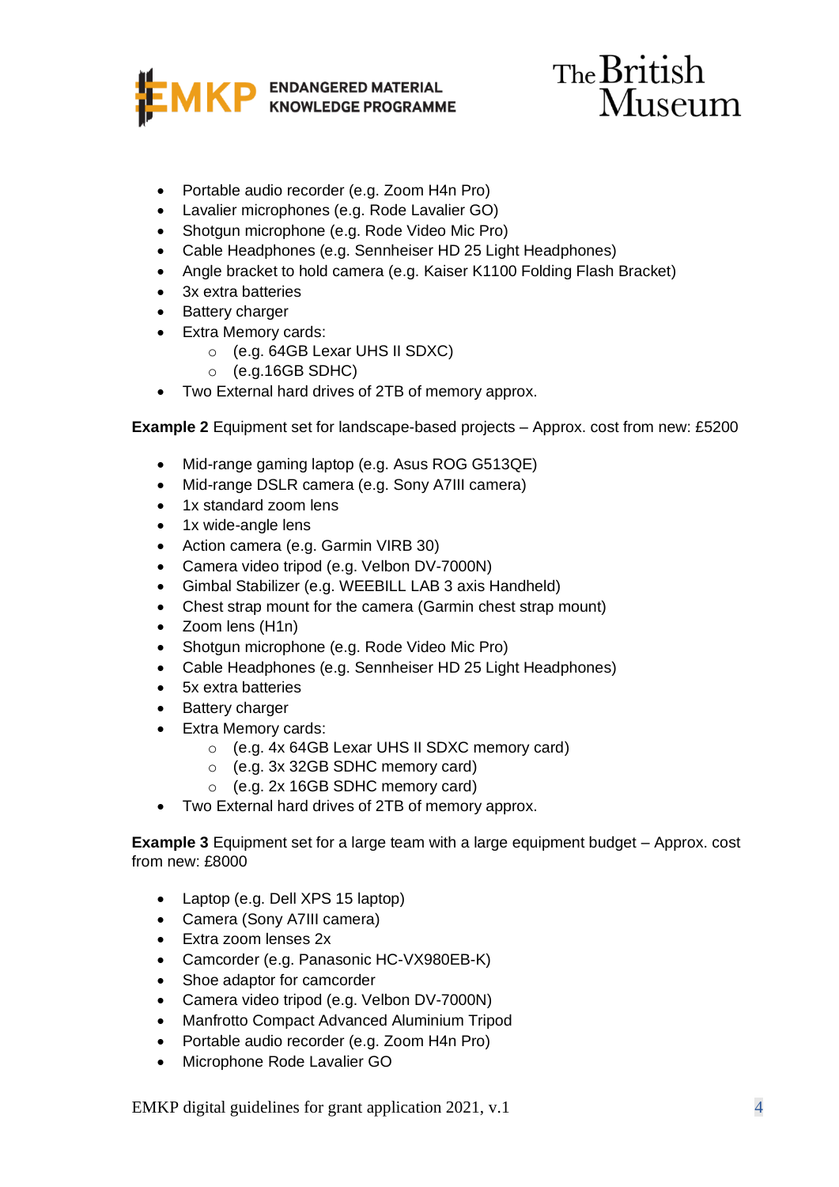- Portable audio recorder (e.g. Zoom H4n Pro)
- Lavalier microphones (e.g. Rode Lavalier GO)
- Shotgun microphone (e.g. Rode Video Mic Pro)
- Cable Headphones (e.g. Sennheiser HD 25 Light Headphones)
- Angle bracket to hold camera (e.g. Kaiser K1100 Folding Flash Bracket)
- 3x extra batteries
- Battery charger
- Extra Memory cards:
  - (e.g. 64GB Lexar UHS II SDXC)
  - (e.g.16GB SDHC)
- Two External hard drives of 2TB of memory approx.

**Example 2** Equipment set for landscape-based projects – Approx. cost from new: £5200

- Mid-range gaming laptop (e.g. Asus ROG G513QE)
- Mid-range DSLR camera (e.g. Sony A7III camera)
- 1x standard zoom lens
- 1x wide-angle lens
- Action camera (e.g. Garmin VIRB 30)
- Camera video tripod (e.g. Velbon DV-7000N)
- Gimbal Stabilizer (e.g. WEEBILL LAB 3 axis Handheld)
- Chest strap mount for the camera (Garmin chest strap mount)
- Zoom lens (H1n)
- Shotgun microphone (e.g. Rode Video Mic Pro)
- Cable Headphones (e.g. Sennheiser HD 25 Light Headphones)
- 5x extra batteries
- Battery charger
- Extra Memory cards:
  - (e.g. 4x 64GB Lexar UHS II SDXC memory card)
  - (e.g. 3x 32GB SDHC memory card)
  - (e.g. 2x 16GB SDHC memory card)
- Two External hard drives of 2TB of memory approx.

**Example 3** Equipment set for a large team with a large equipment budget – Approx. cost from new: £8000

- Laptop (e.g. Dell XPS 15 laptop)
- Camera (Sony A7III camera)
- Extra zoom lenses 2x
- Camcorder (e.g. Panasonic HC-VX980EB-K)
- Shoe adaptor for camcorder
- Camera video tripod (e.g. Velbon DV-7000N)
- Manfrotto Compact Advanced Aluminium Tripod
- Portable audio recorder (e.g. Zoom H4n Pro)
- Microphone Rode Lavalier GO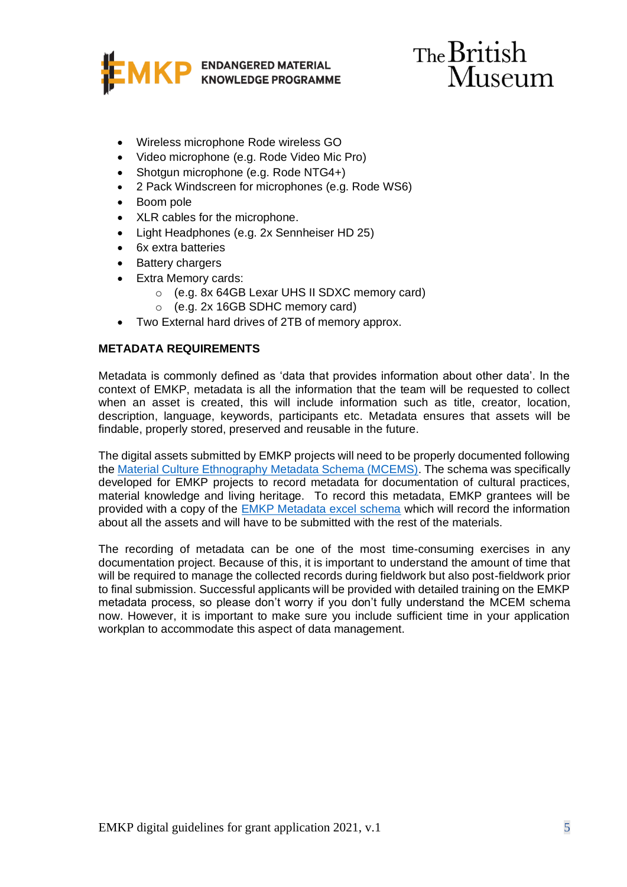- Wireless microphone Rode wireless GO
- Video microphone (e.g. Rode Video Mic Pro)
- Shotgun microphone (e.g. Rode NTG4+)
- 2 Pack Windscreen for microphones (e.g. Rode WS6)
- Boom pole
- XLR cables for the microphone.
- Light Headphones (e.g. 2x Sennheiser HD 25)
- 6x extra batteries
- Battery chargers
- Extra Memory cards:
  - (e.g. 8x 64GB Lexar UHS II SDXC memory card)
  - (e.g. 2x 16GB SDHC memory card)
- Two External hard drives of 2TB of memory approx.

**METADATA REQUIREMENTS**

Metadata is commonly defined as 'data that provides information about other data'. In the context of EMKP, metadata is all the information that the team will be requested to collect when an asset is created, this will include information such as title, creator, location, description, language, keywords, participants etc. Metadata ensures that assets will be findable, properly stored, preserved and reusable in the future.

The digital assets submitted by EMKP projects will need to be properly documented following the Material Culture Ethnography Metadata Schema (MCEMS). The schema was specifically developed for EMKP projects to record metadata for documentation of cultural practices, material knowledge and living heritage. To record this metadata, EMKP grantees will be provided with a copy of the EMKP Metadata excel schema which will record the information about all the assets and will have to be submitted with the rest of the materials.

The recording of metadata can be one of the most time-consuming exercises in any documentation project. Because of this, it is important to understand the amount of time that will be required to manage the collected records during fieldwork but also post-fieldwork prior to final submission. Successful applicants will be provided with detailed training on the EMKP metadata process, so please don't worry if you don't fully understand the MCEM schema now. However, it is important to make sure you include sufficient time in your application workplan to accommodate this aspect of data management.